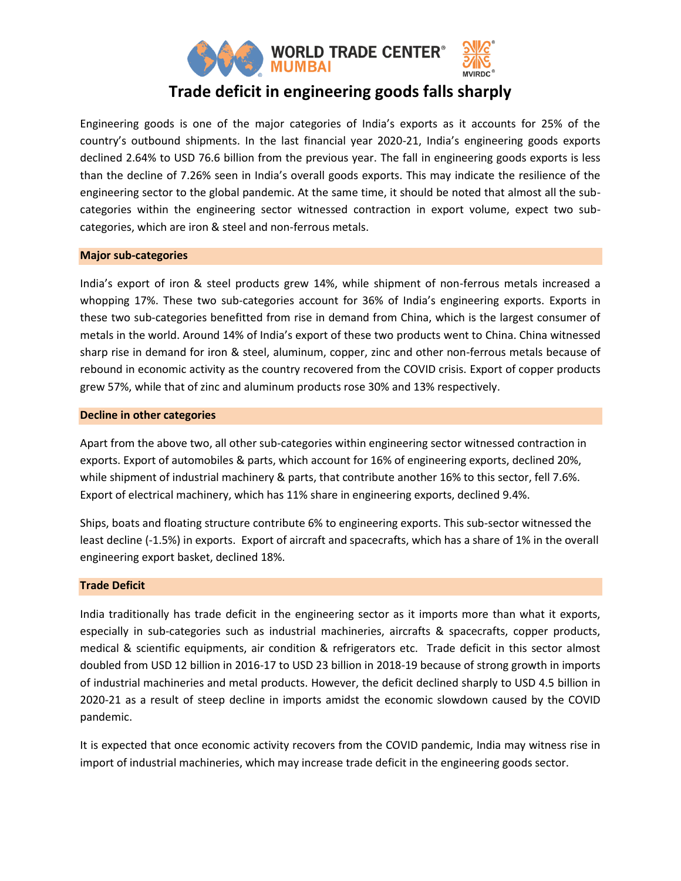# Trade deficit in engineering goods falls sharply

Engineering goods is one of the major categories of India's exports as it accounts for 25% of the country's outbound shipments. In the last financial year 2020-21, India's engineering goods exports declined 2.64% to USD 76.6 billion from the previous year. The fall in engineering goods exports is less than the decline of 7.26% seen in India's overall goods exports. This may indicate the resilience of the engineering sector to the global pandemic. At the same time, it should be noted that almost all the sub-categories within the engineering sector witnessed contraction in export volume, expect two sub-categories, which are iron & steel and non-ferrous metals.

## Major sub-categories

India's export of iron & steel products grew 14%, while shipment of non-ferrous metals increased a whopping 17%. These two sub-categories account for 36% of India's engineering exports. Exports in these two sub-categories benefitted from rise in demand from China, which is the largest consumer of metals in the world. Around 14% of India's export of these two products went to China. China witnessed sharp rise in demand for iron & steel, aluminum, copper, zinc and other non-ferrous metals because of rebound in economic activity as the country recovered from the COVID crisis. Export of copper products grew 57%, while that of zinc and aluminum products rose 30% and 13% respectively.

## Decline in other categories

Apart from the above two, all other sub-categories within engineering sector witnessed contraction in exports. Export of automobiles & parts, which account for 16% of engineering exports, declined 20%, while shipment of industrial machinery & parts, that contribute another 16% to this sector, fell 7.6%. Export of electrical machinery, which has 11% share in engineering exports, declined 9.4%.

Ships, boats and floating structure contribute 6% to engineering exports. This sub-sector witnessed the least decline (-1.5%) in exports. Export of aircraft and spacecrafts, which has a share of 1% in the overall engineering export basket, declined 18%.

## Trade Deficit

India traditionally has trade deficit in the engineering sector as it imports more than what it exports, especially in sub-categories such as industrial machineries, aircrafts & spacecrafts, copper products, medical & scientific equipments, air condition & refrigerators etc. Trade deficit in this sector almost doubled from USD 12 billion in 2016-17 to USD 23 billion in 2018-19 because of strong growth in imports of industrial machineries and metal products. However, the deficit declined sharply to USD 4.5 billion in 2020-21 as a result of steep decline in imports amidst the economic slowdown caused by the COVID pandemic.

It is expected that once economic activity recovers from the COVID pandemic, India may witness rise in import of industrial machineries, which may increase trade deficit in the engineering goods sector.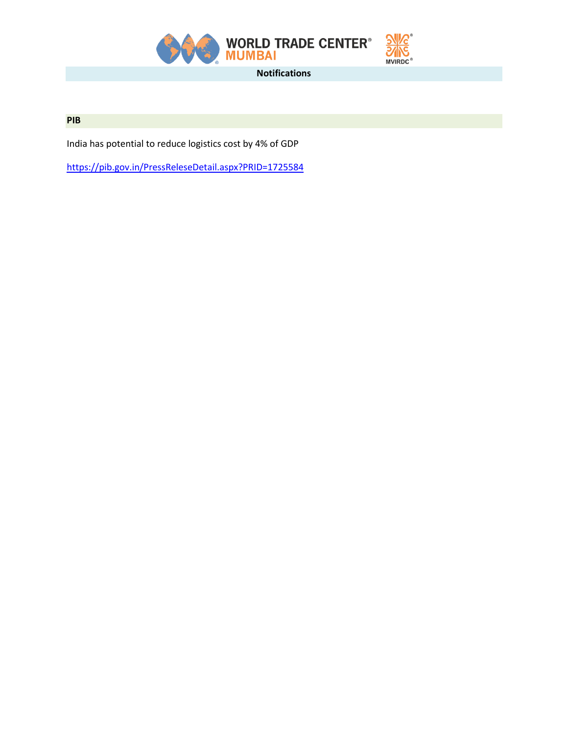**Notifications**

**PIB**

India has potential to reduce logistics cost by 4% of GDP

https://pib.gov.in/PressReleseDetail.aspx?PRID=1725584